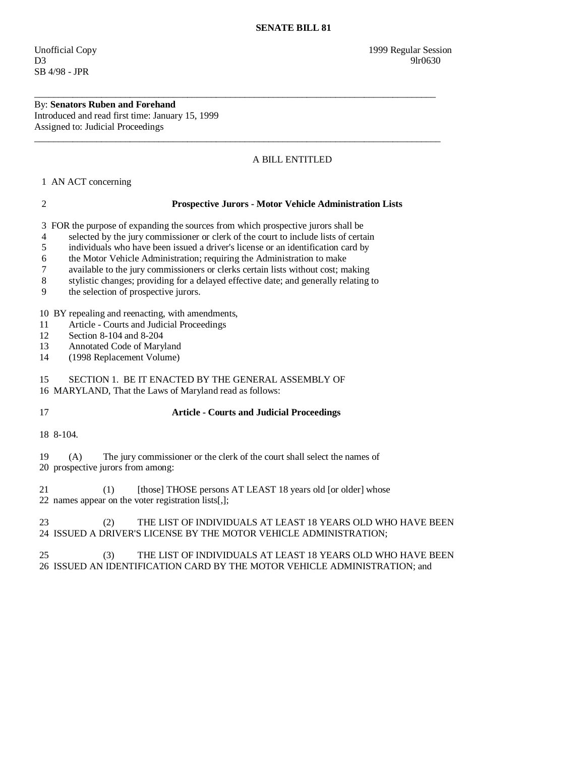**SENATE BILL 81**

Unofficial Copy 1999 Regular Session
D3 9lr0630
SB 4/98 - JPR

---

By: **Senators Ruben and Forehand**
Introduced and read first time: January 15, 1999
Assigned to: Judicial Proceedings

---

A BILL ENTITLED

1 AN ACT concerning

2 **Prospective Jurors - Motor Vehicle Administration Lists**

3 FOR the purpose of expanding the sources from which prospective jurors shall be
4 selected by the jury commissioner or clerk of the court to include lists of certain
5 individuals who have been issued a driver's license or an identification card by
6 the Motor Vehicle Administration; requiring the Administration to make
7 available to the jury commissioners or clerks certain lists without cost; making
8 stylistic changes; providing for a delayed effective date; and generally relating to
9 the selection of prospective jurors.

10 BY repealing and reenacting, with amendments,
11 Article - Courts and Judicial Proceedings
12 Section 8-104 and 8-204
13 Annotated Code of Maryland
14 (1998 Replacement Volume)

15 SECTION 1. BE IT ENACTED BY THE GENERAL ASSEMBLY OF
16 MARYLAND, That the Laws of Maryland read as follows:

17 **Article - Courts and Judicial Proceedings**

18 8-104.

19 (A) The jury commissioner or the clerk of the court shall select the names of
20 prospective jurors from among:

21 (1) [those] THOSE persons AT LEAST 18 years old [or older] whose
22 names appear on the voter registration lists[,];

23 (2) THE LIST OF INDIVIDUALS AT LEAST 18 YEARS OLD WHO HAVE BEEN
24 ISSUED A DRIVER'S LICENSE BY THE MOTOR VEHICLE ADMINISTRATION;

25 (3) THE LIST OF INDIVIDUALS AT LEAST 18 YEARS OLD WHO HAVE BEEN
26 ISSUED AN IDENTIFICATION CARD BY THE MOTOR VEHICLE ADMINISTRATION; and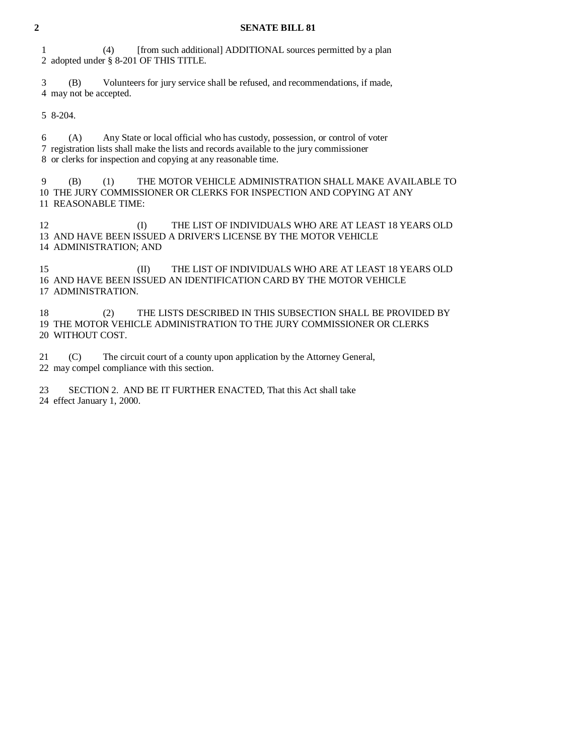(4) [from such additional] ADDITIONAL sources permitted by a plan adopted under § 8-201 OF THIS TITLE.

(B) Volunteers for jury service shall be refused, and recommendations, if made, may not be accepted.

8-204.

(A) Any State or local official who has custody, possession, or control of voter registration lists shall make the lists and records available to the jury commissioner or clerks for inspection and copying at any reasonable time.

(B) (1) THE MOTOR VEHICLE ADMINISTRATION SHALL MAKE AVAILABLE TO THE JURY COMMISSIONER OR CLERKS FOR INSPECTION AND COPYING AT ANY REASONABLE TIME:

(I) THE LIST OF INDIVIDUALS WHO ARE AT LEAST 18 YEARS OLD AND HAVE BEEN ISSUED A DRIVER'S LICENSE BY THE MOTOR VEHICLE ADMINISTRATION; AND

(II) THE LIST OF INDIVIDUALS WHO ARE AT LEAST 18 YEARS OLD AND HAVE BEEN ISSUED AN IDENTIFICATION CARD BY THE MOTOR VEHICLE ADMINISTRATION.

(2) THE LISTS DESCRIBED IN THIS SUBSECTION SHALL BE PROVIDED BY THE MOTOR VEHICLE ADMINISTRATION TO THE JURY COMMISSIONER OR CLERKS WITHOUT COST.

(C) The circuit court of a county upon application by the Attorney General, may compel compliance with this section.

SECTION 2. AND BE IT FURTHER ENACTED, That this Act shall take effect January 1, 2000.